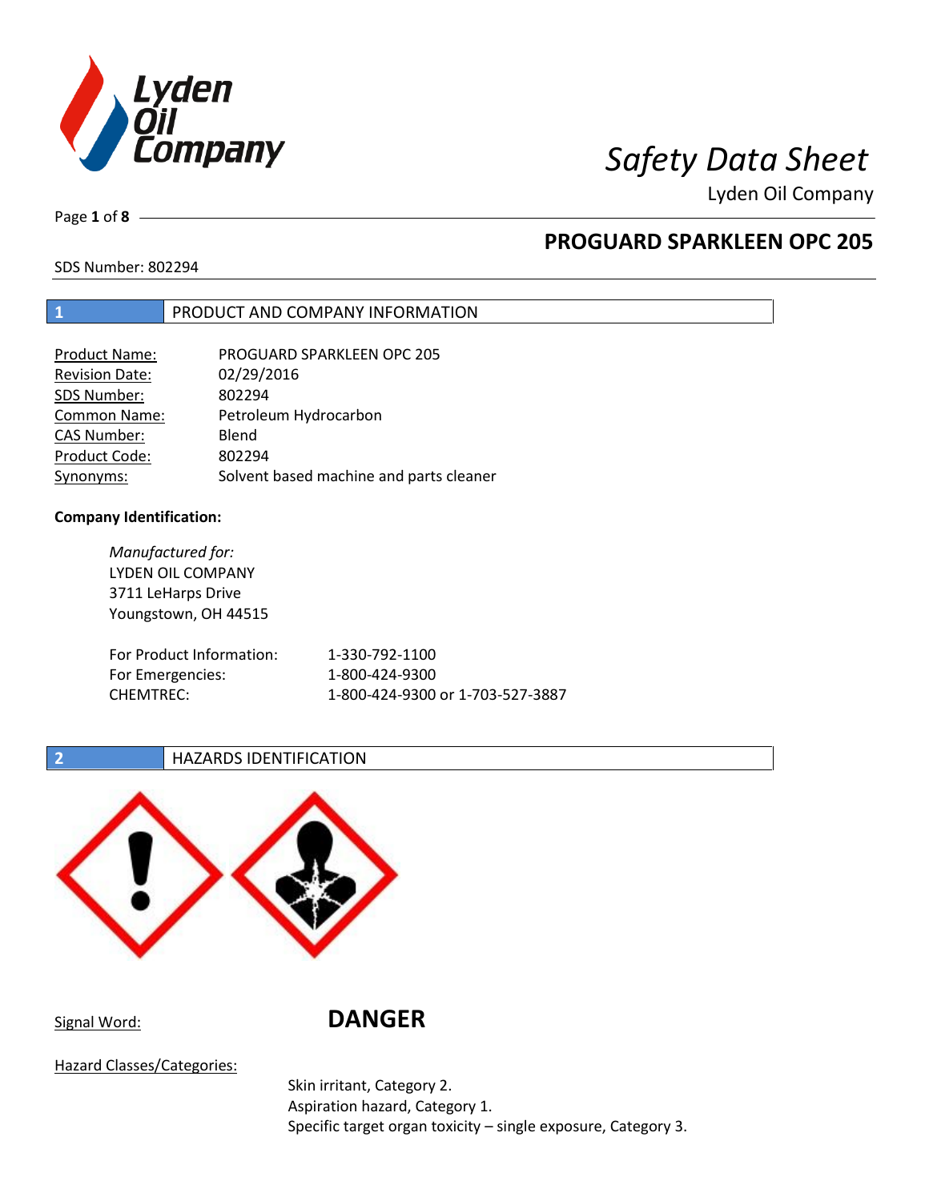# Safety Data Sheet

Lyden Oil Company

## PROGUARD SPARKLEEN OPC 205

SDS Number: 802294

## 1 PRODUCT AND COMPANY INFORMATION

| | |
|---|---|
| Product Name: | PROGUARD SPARKLEEN OPC 205 |
| Revision Date: | 02/29/2016 |
| SDS Number: | 802294 |
| Common Name: | Petroleum Hydrocarbon |
| CAS Number: | Blend |
| Product Code: | 802294 |
| Synonyms: | Solvent based machine and parts cleaner |

**Company Identification:**

*Manufactured for:*
LYDEN OIL COMPANY
3711 LeHarps Drive
Youngstown, OH 44515

| | |
|---|---|
| For Product Information: | 1-330-792-1100 |
| For Emergencies: | 1-800-424-9300 |
| CHEMTREC: | 1-800-424-9300 or 1-703-527-3887 |

## 2 HAZARDS IDENTIFICATION

Signal Word: **DANGER**

Hazard Classes/Categories:

Skin irritant, Category 2.
Aspiration hazard, Category 1.
Specific target organ toxicity – single exposure, Category 3.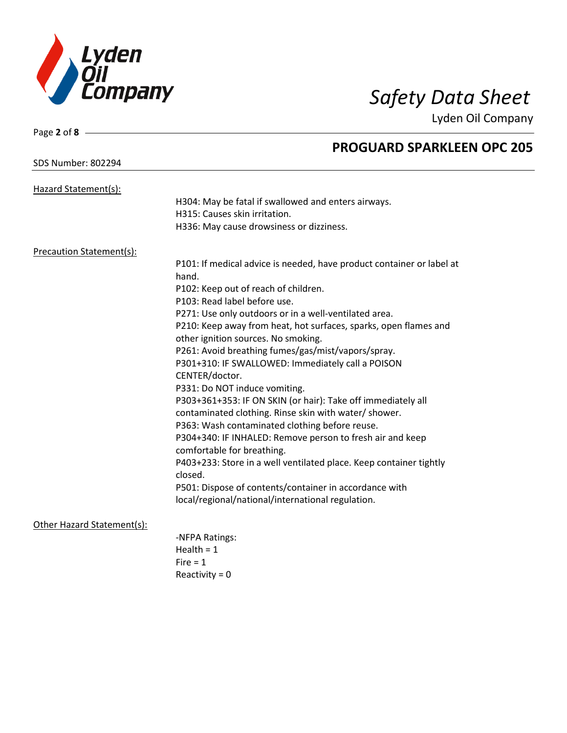## PROGUARD SPARKLEEN OPC 205

SDS Number: 802294

### Hazard Statement(s):

H304: May be fatal if swallowed and enters airways.
H315: Causes skin irritation.
H336: May cause drowsiness or dizziness.

### Precaution Statement(s):

P101: If medical advice is needed, have product container or label at hand.
P102: Keep out of reach of children.
P103: Read label before use.
P271: Use only outdoors or in a well-ventilated area.
P210: Keep away from heat, hot surfaces, sparks, open flames and other ignition sources. No smoking.
P261: Avoid breathing fumes/gas/mist/vapors/spray.
P301+310: IF SWALLOWED: Immediately call a POISON CENTER/doctor.
P331: Do NOT induce vomiting.
P303+361+353: IF ON SKIN (or hair): Take off immediately all contaminated clothing. Rinse skin with water/ shower.
P363: Wash contaminated clothing before reuse.
P304+340: IF INHALED: Remove person to fresh air and keep comfortable for breathing.
P403+233: Store in a well ventilated place. Keep container tightly closed.
P501: Dispose of contents/container in accordance with local/regional/national/international regulation.

### Other Hazard Statement(s):

-NFPA Ratings:
Health = 1
Fire = 1
Reactivity = 0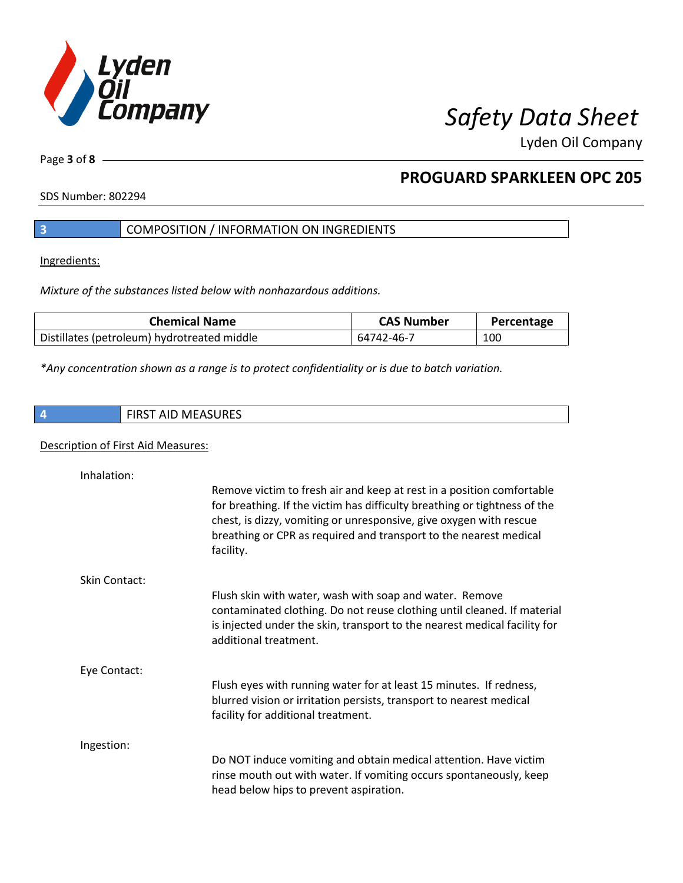## 3 COMPOSITION / INFORMATION ON INGREDIENTS

Ingredients:

*Mixture of the substances listed below with nonhazardous additions.*

| Chemical Name | CAS Number | Percentage |
|---|---|---|
| Distillates (petroleum) hydrotreated middle | 64742-46-7 | 100 |

*\*Any concentration shown as a range is to protect confidentiality or is due to batch variation.*

## 4 FIRST AID MEASURES

Description of First Aid Measures:

**Inhalation:**

Remove victim to fresh air and keep at rest in a position comfortable for breathing. If the victim has difficulty breathing or tightness of the chest, is dizzy, vomiting or unresponsive, give oxygen with rescue breathing or CPR as required and transport to the nearest medical facility.

**Skin Contact:**

Flush skin with water, wash with soap and water. Remove contaminated clothing. Do not reuse clothing until cleaned. If material is injected under the skin, transport to the nearest medical facility for additional treatment.

**Eye Contact:**

Flush eyes with running water for at least 15 minutes. If redness, blurred vision or irritation persists, transport to nearest medical facility for additional treatment.

**Ingestion:**

Do NOT induce vomiting and obtain medical attention. Have victim rinse mouth out with water. If vomiting occurs spontaneously, keep head below hips to prevent aspiration.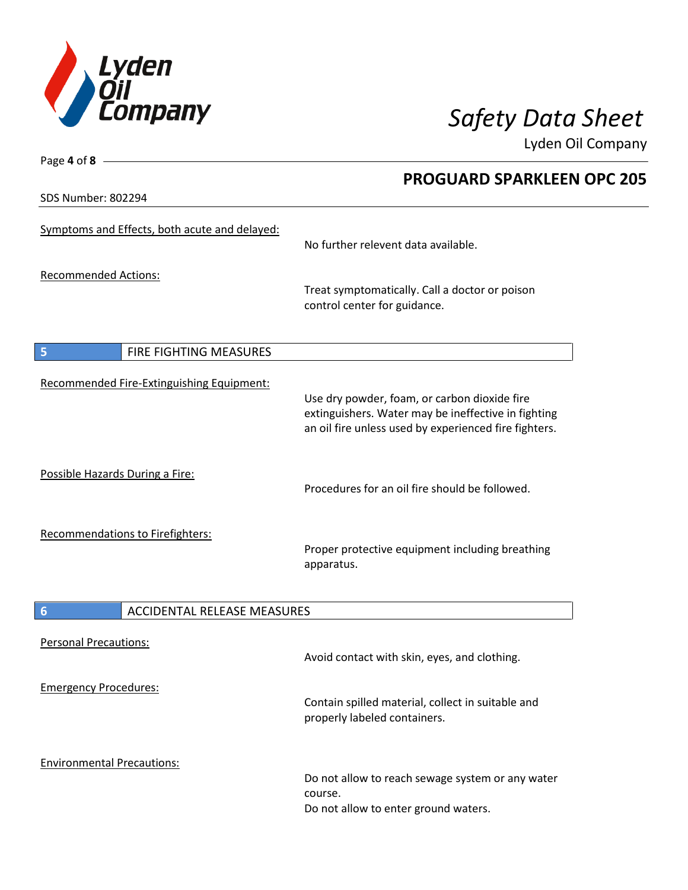SDS Number: 802294

Symptoms and Effects, both acute and delayed:

No further relevent data available.

Recommended Actions:

Treat symptomatically. Call a doctor or poison control center for guidance.

## 5 FIRE FIGHTING MEASURES

Recommended Fire-Extinguishing Equipment:

Use dry powder, foam, or carbon dioxide fire extinguishers. Water may be ineffective in fighting an oil fire unless used by experienced fire fighters.

Possible Hazards During a Fire:

Procedures for an oil fire should be followed.

Recommendations to Firefighters:

Proper protective equipment including breathing apparatus.

## 6 ACCIDENTAL RELEASE MEASURES

Personal Precautions:

Avoid contact with skin, eyes, and clothing.

Emergency Procedures:

Contain spilled material, collect in suitable and properly labeled containers.

Environmental Precautions:

Do not allow to reach sewage system or any water course.
Do not allow to enter ground waters.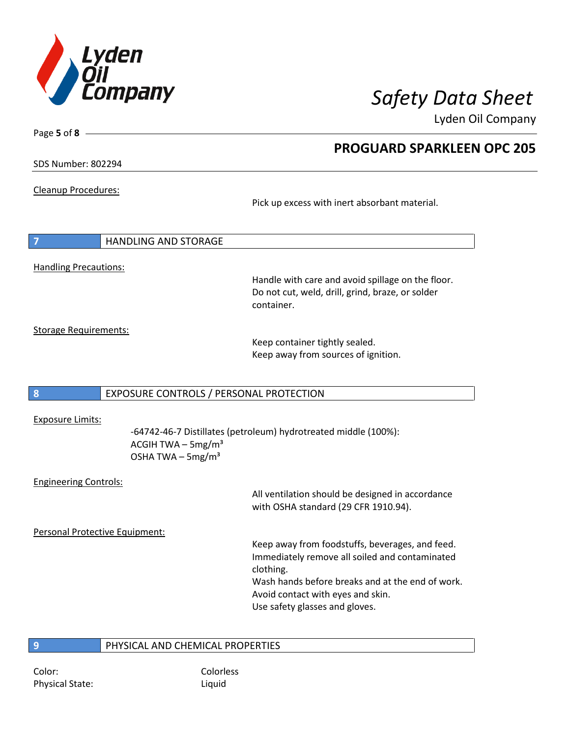Cleanup Procedures:

Pick up excess with inert absorbant material.

## 7 HANDLING AND STORAGE

Handling Precautions:

Handle with care and avoid spillage on the floor.
Do not cut, weld, drill, grind, braze, or solder container.

Storage Requirements:

Keep container tightly sealed.
Keep away from sources of ignition.

## 8 EXPOSURE CONTROLS / PERSONAL PROTECTION

Exposure Limits:

-64742-46-7 Distillates (petroleum) hydrotreated middle (100%):
ACGIH TWA – 5mg/m³
OSHA TWA – 5mg/m³

Engineering Controls:

All ventilation should be designed in accordance with OSHA standard (29 CFR 1910.94).

Personal Protective Equipment:

Keep away from foodstuffs, beverages, and feed.
Immediately remove all soiled and contaminated clothing.
Wash hands before breaks and at the end of work.
Avoid contact with eyes and skin.
Use safety glasses and gloves.

## 9 PHYSICAL AND CHEMICAL PROPERTIES

Color: Colorless
Physical State: Liquid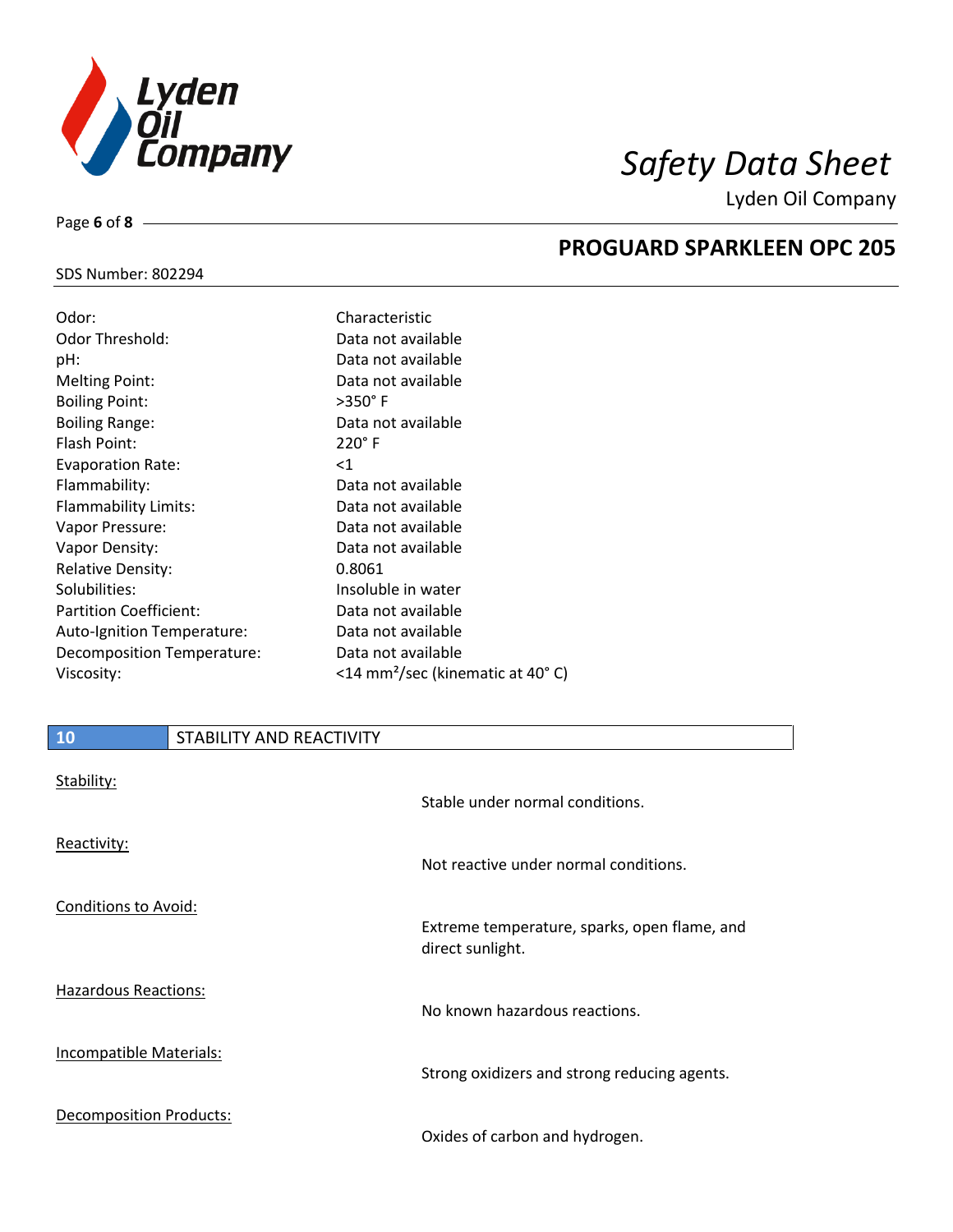| | |
|---|---|
| Odor: | Characteristic |
| Odor Threshold: | Data not available |
| pH: | Data not available |
| Melting Point: | Data not available |
| Boiling Point: | >350° F |
| Boiling Range: | Data not available |
| Flash Point: | 220° F |
| Evaporation Rate: | <1 |
| Flammability: | Data not available |
| Flammability Limits: | Data not available |
| Vapor Pressure: | Data not available |
| Vapor Density: | Data not available |
| Relative Density: | 0.8061 |
| Solubilities: | Insoluble in water |
| Partition Coefficient: | Data not available |
| Auto-Ignition Temperature: | Data not available |
| Decomposition Temperature: | Data not available |
| Viscosity: | <14 $mm^2$/sec (kinematic at 40° C) |

## 10 STABILITY AND REACTIVITY

**Stability:**

Stable under normal conditions.

**Reactivity:**

Not reactive under normal conditions.

**Conditions to Avoid:**

Extreme temperature, sparks, open flame, and direct sunlight.

**Hazardous Reactions:**

No known hazardous reactions.

**Incompatible Materials:**

Strong oxidizers and strong reducing agents.

**Decomposition Products:**

Oxides of carbon and hydrogen.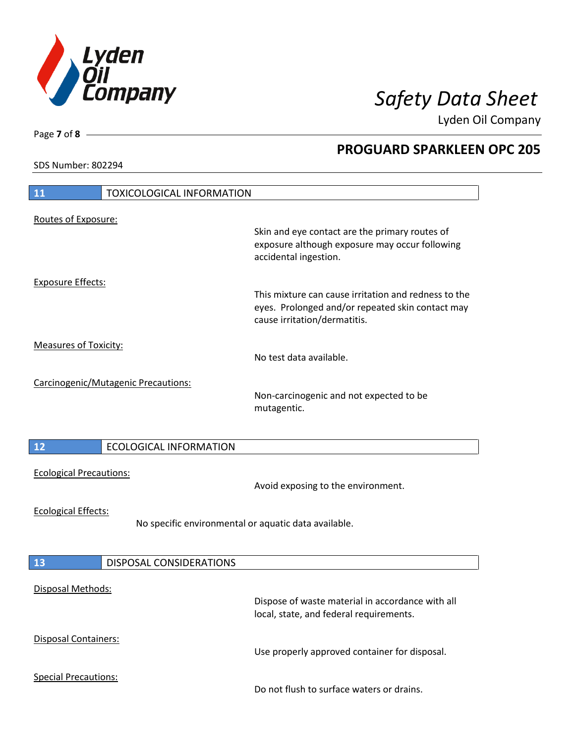## 11 TOXICOLOGICAL INFORMATION

Routes of Exposure:

Skin and eye contact are the primary routes of exposure although exposure may occur following accidental ingestion.

Exposure Effects:

This mixture can cause irritation and redness to the eyes. Prolonged and/or repeated skin contact may cause irritation/dermatitis.

Measures of Toxicity:

No test data available.

Carcinogenic/Mutagenic Precautions:

Non-carcinogenic and not expected to be mutagentic.

## 12 ECOLOGICAL INFORMATION

Ecological Precautions:

Avoid exposing to the environment.

Ecological Effects:

No specific environmental or aquatic data available.

## 13 DISPOSAL CONSIDERATIONS

Disposal Methods:

Dispose of waste material in accordance with all local, state, and federal requirements.

Disposal Containers:

Use properly approved container for disposal.

Special Precautions:

Do not flush to surface waters or drains.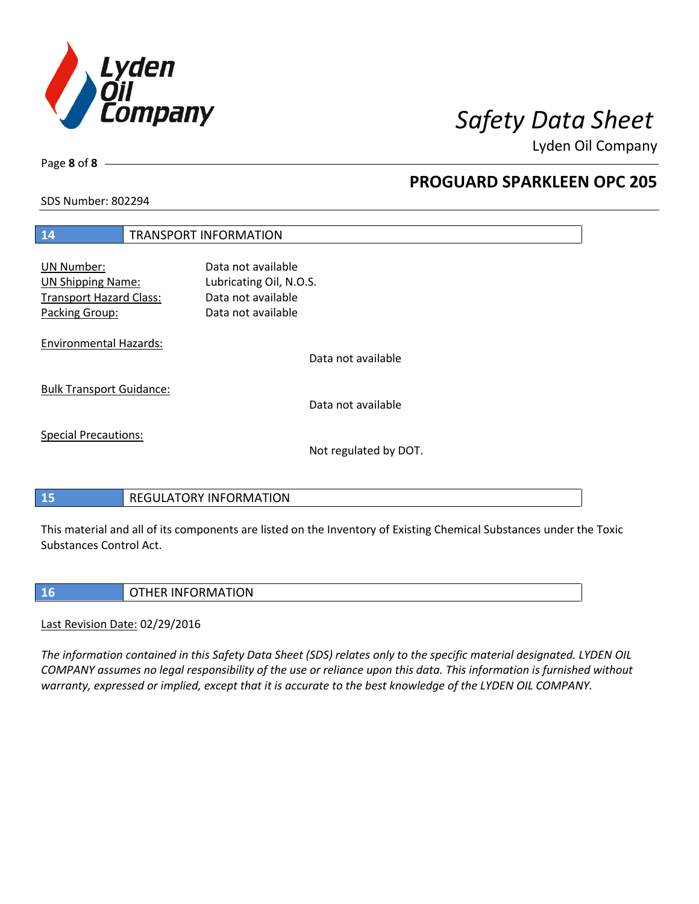## 14 TRANSPORT INFORMATION

| | |
|---|---|
| UN Number: | Data not available |
| UN Shipping Name: | Lubricating Oil, N.O.S. |
| Transport Hazard Class: | Data not available |
| Packing Group: | Data not available |

Environmental Hazards:

Data not available

Bulk Transport Guidance:

Data not available

Special Precautions:

Not regulated by DOT.

## 15 REGULATORY INFORMATION

This material and all of its components are listed on the Inventory of Existing Chemical Substances under the Toxic Substances Control Act.

## 16 OTHER INFORMATION

Last Revision Date: 02/29/2016

*The information contained in this Safety Data Sheet (SDS) relates only to the specific material designated. LYDEN OIL COMPANY assumes no legal responsibility of the use or reliance upon this data. This information is furnished without warranty, expressed or implied, except that it is accurate to the best knowledge of the LYDEN OIL COMPANY.*